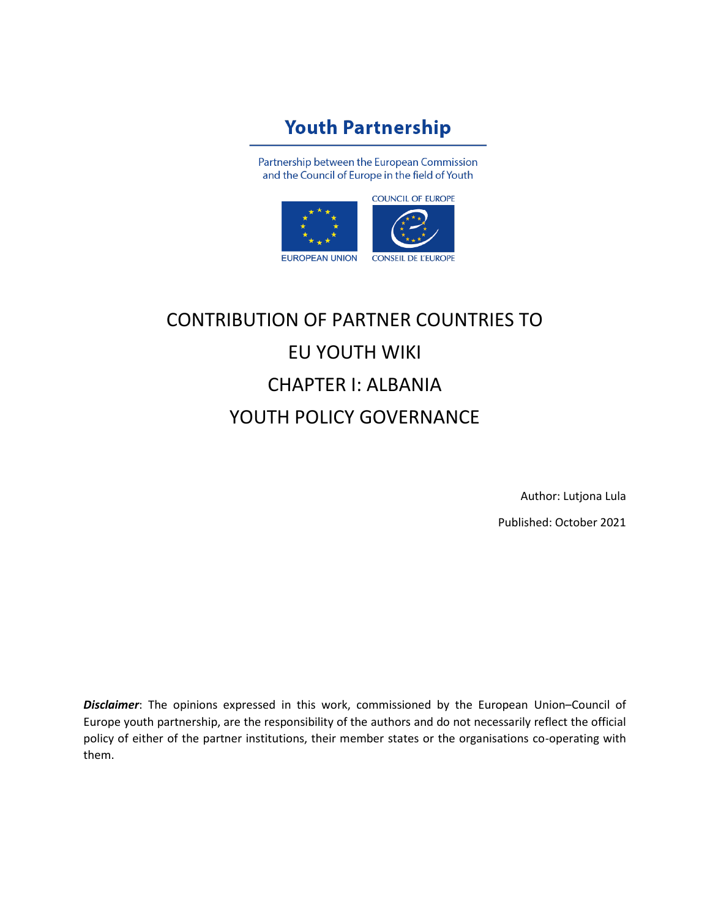**Youth Partnership**

Partnership between the European Commission and the Council of Europe in the field of Youth

EUROPEAN UNION

COUNCIL OF EUROPE

CONSEIL DE L'EUROPE

# CONTRIBUTION OF PARTNER COUNTRIES TO EU YOUTH WIKI

# CHAPTER I: ALBANIA

# YOUTH POLICY GOVERNANCE

Author: Lutjona Lula

Published: October 2021

***Disclaimer***: The opinions expressed in this work, commissioned by the European Union–Council of Europe youth partnership, are the responsibility of the authors and do not necessarily reflect the official policy of either of the partner institutions, their member states or the organisations co-operating with them.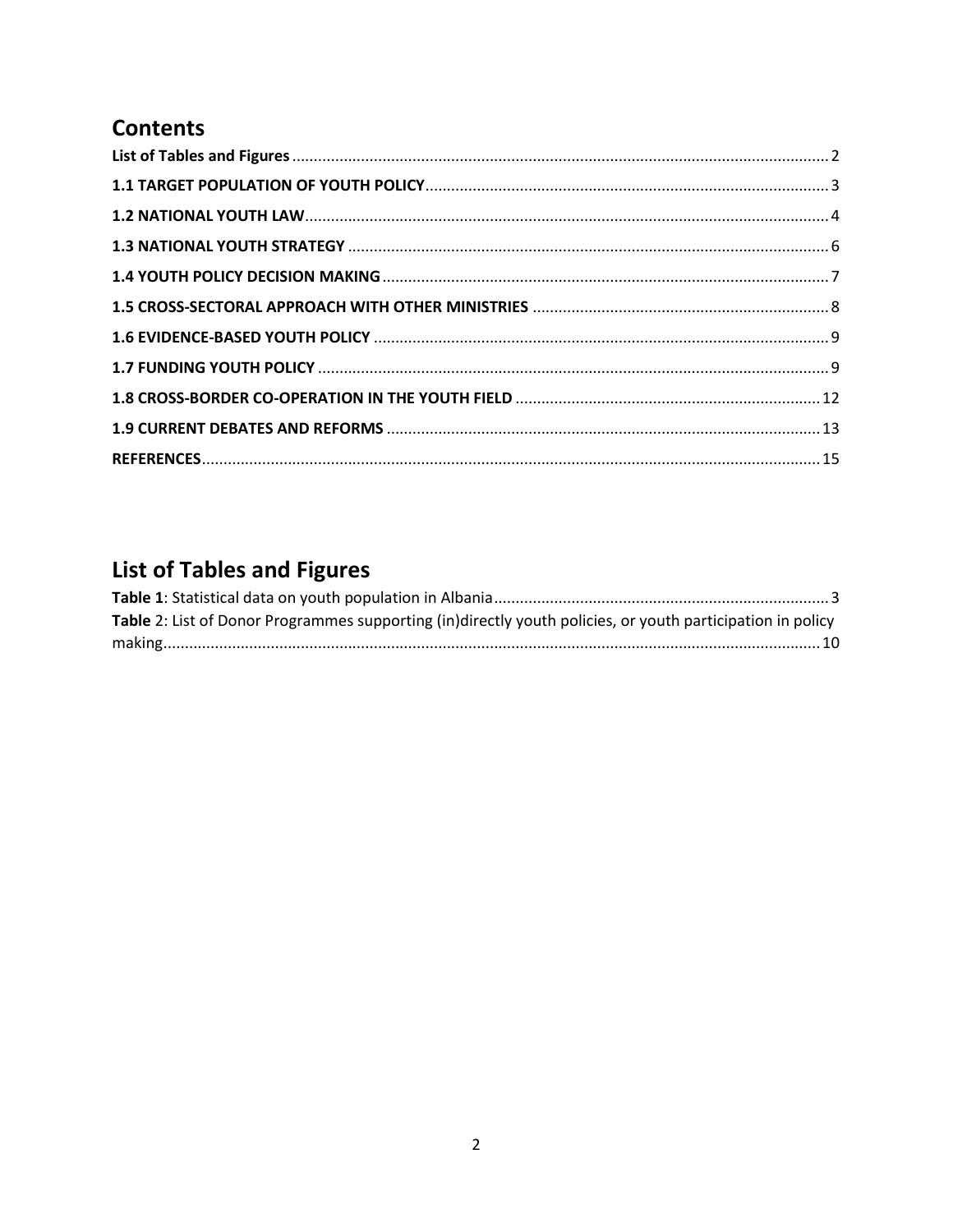## Contents

**List of Tables and Figures** ........ 2

**1.1 TARGET POPULATION OF YOUTH POLICY** ........ 3

**1.2 NATIONAL YOUTH LAW** ........ 4

**1.3 NATIONAL YOUTH STRATEGY** ........ 6

**1.4 YOUTH POLICY DECISION MAKING** ........ 7

**1.5 CROSS-SECTORAL APPROACH WITH OTHER MINISTRIES** ........ 8

**1.6 EVIDENCE-BASED YOUTH POLICY** ........ 9

**1.7 FUNDING YOUTH POLICY** ........ 9

**1.8 CROSS-BORDER CO-OPERATION IN THE YOUTH FIELD** ........ 12

**1.9 CURRENT DEBATES AND REFORMS** ........ 13

**REFERENCES** ........ 15

## List of Tables and Figures

**Table 1**: Statistical data on youth population in Albania ........ 3

**Table** 2: List of Donor Programmes supporting (in)directly youth policies, or youth participation in policy making ........ 10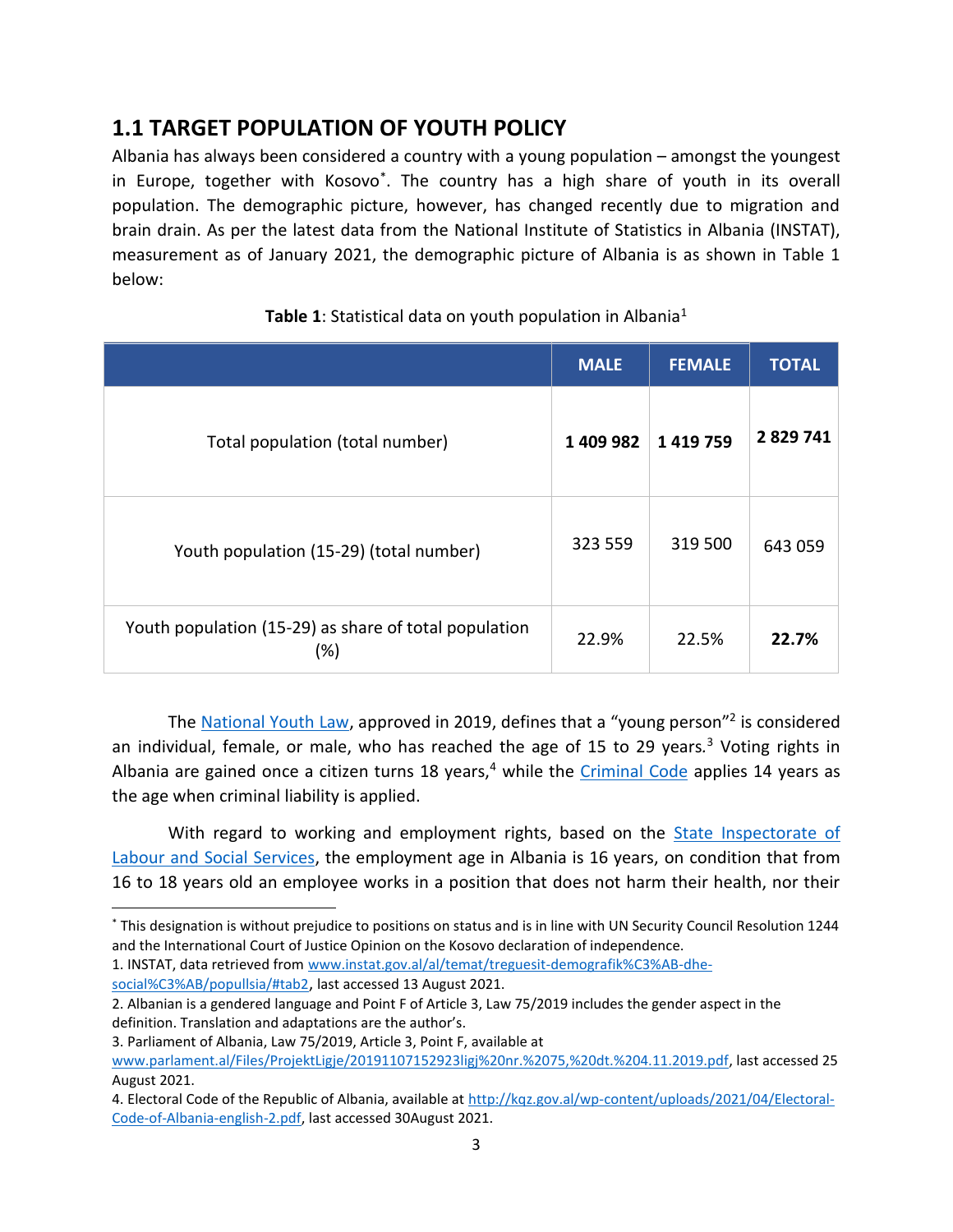## 1.1 TARGET POPULATION OF YOUTH POLICY

Albania has always been considered a country with a young population – amongst the youngest in Europe, together with Kosovo*. The country has a high share of youth in its overall population. The demographic picture, however, has changed recently due to migration and brain drain. As per the latest data from the National Institute of Statistics in Albania (INSTAT), measurement as of January 2021, the demographic picture of Albania is as shown in Table 1 below:

**Table 1**: Statistical data on youth population in Albania[1]

| | MALE | FEMALE | TOTAL |
|---|---|---|---|
| Total population (total number) | **1 409 982** | **1 419 759** | **2 829 741** |
| Youth population (15-29) (total number) | 323 559 | 319 500 | 643 059 |
| Youth population (15-29) as share of total population (%) | 22.9% | 22.5% | **22.7%** |

The National Youth Law, approved in 2019, defines that a "young person"[2] is considered an individual, female, or male, who has reached the age of 15 to 29 years.[3] Voting rights in Albania are gained once a citizen turns 18 years,[4] while the Criminal Code applies 14 years as the age when criminal liability is applied.

With regard to working and employment rights, based on the State Inspectorate of Labour and Social Services, the employment age in Albania is 16 years, on condition that from 16 to 18 years old an employee works in a position that does not harm their health, nor their

---

* This designation is without prejudice to positions on status and is in line with UN Security Council Resolution 1244 and the International Court of Justice Opinion on the Kosovo declaration of independence.

1. INSTAT, data retrieved from www.instat.gov.al/al/temat/treguesit-demografik%C3%AB-dhe-social%C3%AB/popullsia/#tab2, last accessed 13 August 2021.

2. Albanian is a gendered language and Point F of Article 3, Law 75/2019 includes the gender aspect in the definition. Translation and adaptations are the author's.

3. Parliament of Albania, Law 75/2019, Article 3, Point F, available at www.parlament.al/Files/ProjektLigje/20191107152923ligj%20nr.%2075,%20dt.%204.11.2019.pdf, last accessed 25 August 2021.

4. Electoral Code of the Republic of Albania, available at http://kqz.gov.al/wp-content/uploads/2021/04/Electoral-Code-of-Albania-english-2.pdf, last accessed 30August 2021.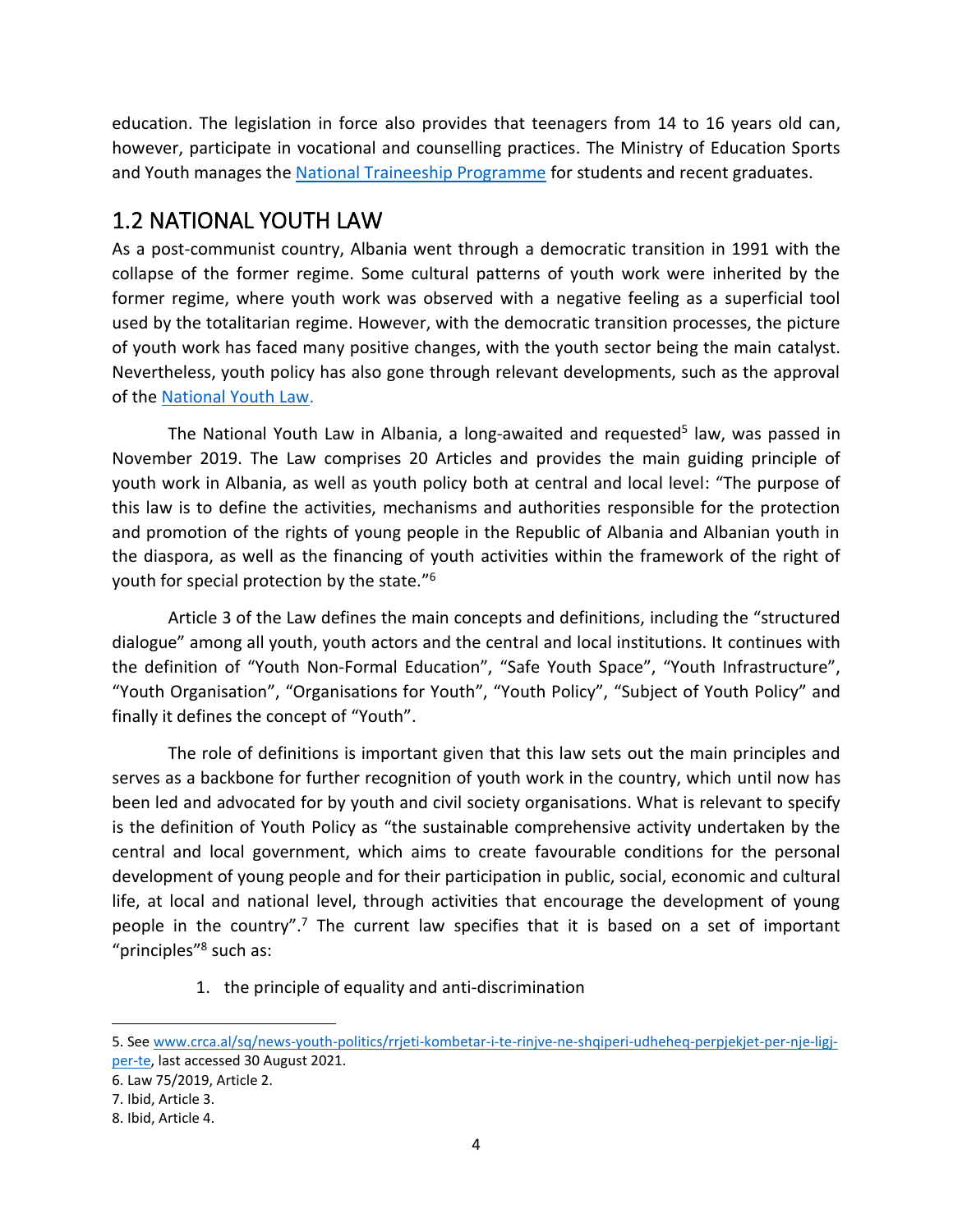education. The legislation in force also provides that teenagers from 14 to 16 years old can, however, participate in vocational and counselling practices. The Ministry of Education Sports and Youth manages the [National Traineeship Programme]() for students and recent graduates.

## 1.2 NATIONAL YOUTH LAW

As a post-communist country, Albania went through a democratic transition in 1991 with the collapse of the former regime. Some cultural patterns of youth work were inherited by the former regime, where youth work was observed with a negative feeling as a superficial tool used by the totalitarian regime. However, with the democratic transition processes, the picture of youth work has faced many positive changes, with the youth sector being the main catalyst. Nevertheless, youth policy has also gone through relevant developments, such as the approval of the [National Youth Law]().

The National Youth Law in Albania, a long-awaited and requested[5] law, was passed in November 2019. The Law comprises 20 Articles and provides the main guiding principle of youth work in Albania, as well as youth policy both at central and local level: "The purpose of this law is to define the activities, mechanisms and authorities responsible for the protection and promotion of the rights of young people in the Republic of Albania and Albanian youth in the diaspora, as well as the financing of youth activities within the framework of the right of youth for special protection by the state."[6]

Article 3 of the Law defines the main concepts and definitions, including the "structured dialogue" among all youth, youth actors and the central and local institutions. It continues with the definition of "Youth Non-Formal Education", "Safe Youth Space", "Youth Infrastructure", "Youth Organisation", "Organisations for Youth", "Youth Policy", "Subject of Youth Policy" and finally it defines the concept of "Youth".

The role of definitions is important given that this law sets out the main principles and serves as a backbone for further recognition of youth work in the country, which until now has been led and advocated for by youth and civil society organisations. What is relevant to specify is the definition of Youth Policy as "the sustainable comprehensive activity undertaken by the central and local government, which aims to create favourable conditions for the personal development of young people and for their participation in public, social, economic and cultural life, at local and national level, through activities that encourage the development of young people in the country".[7] The current law specifies that it is based on a set of important "principles"[8] such as:

1. the principle of equality and anti-discrimination

---

5. See [www.crca.al/sq/news-youth-politics/rrjeti-kombetar-i-te-rinjve-ne-shqiperi-udheheq-perpjekjet-per-nje-ligj-per-te](www.crca.al/sq/news-youth-politics/rrjeti-kombetar-i-te-rinjve-ne-shqiperi-udheheq-perpjekjet-per-nje-ligj-per-te), last accessed 30 August 2021.
6. Law 75/2019, Article 2.
7. Ibid, Article 3.
8. Ibid, Article 4.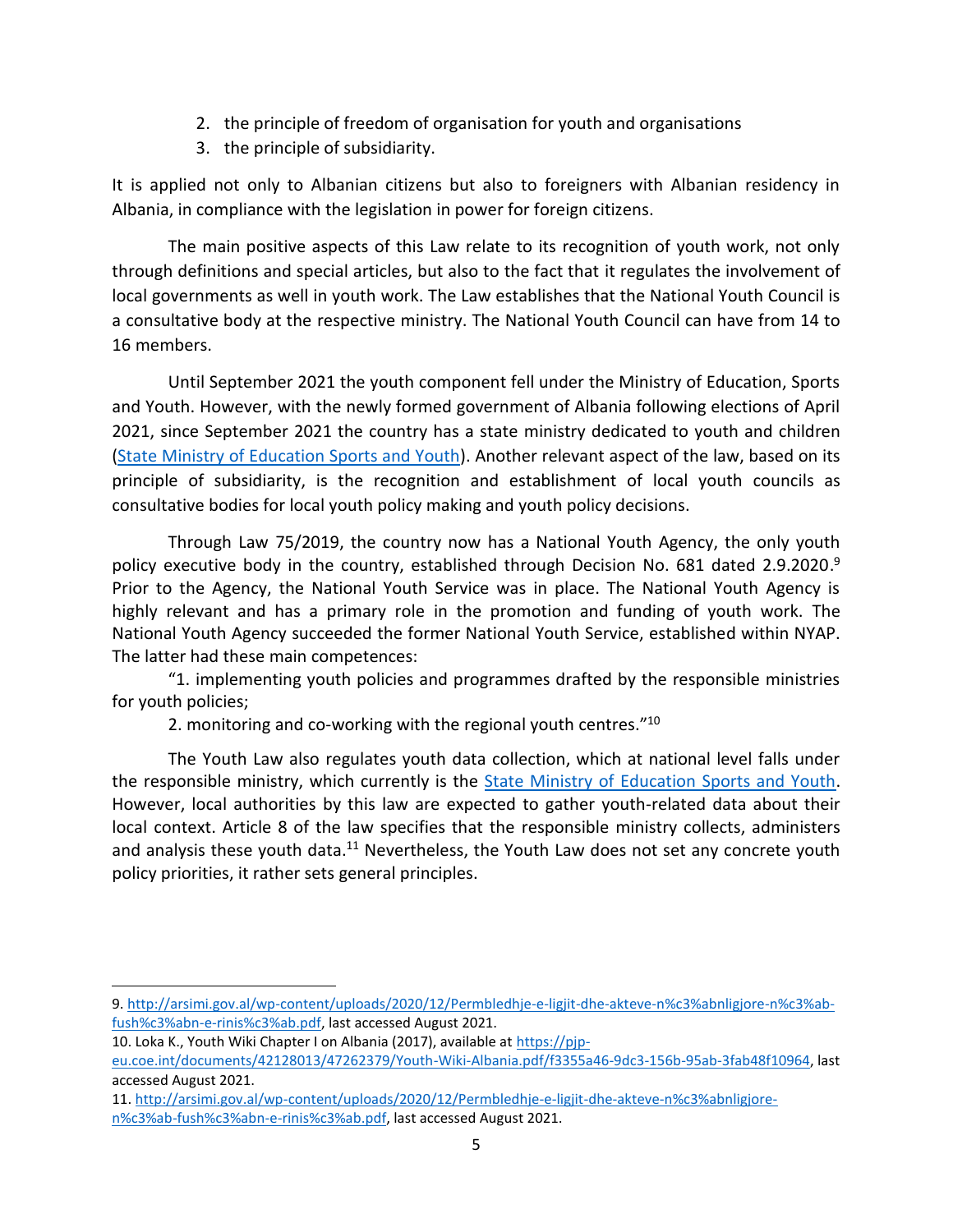2. the principle of freedom of organisation for youth and organisations
3. the principle of subsidiarity.

It is applied not only to Albanian citizens but also to foreigners with Albanian residency in Albania, in compliance with the legislation in power for foreign citizens.

The main positive aspects of this Law relate to its recognition of youth work, not only through definitions and special articles, but also to the fact that it regulates the involvement of local governments as well in youth work. The Law establishes that the National Youth Council is a consultative body at the respective ministry. The National Youth Council can have from 14 to 16 members.

Until September 2021 the youth component fell under the Ministry of Education, Sports and Youth. However, with the newly formed government of Albania following elections of April 2021, since September 2021 the country has a state ministry dedicated to youth and children (State Ministry of Education Sports and Youth). Another relevant aspect of the law, based on its principle of subsidiarity, is the recognition and establishment of local youth councils as consultative bodies for local youth policy making and youth policy decisions.

Through Law 75/2019, the country now has a National Youth Agency, the only youth policy executive body in the country, established through Decision No. 681 dated 2.9.2020.[9] Prior to the Agency, the National Youth Service was in place. The National Youth Agency is highly relevant and has a primary role in the promotion and funding of youth work. The National Youth Agency succeeded the former National Youth Service, established within NYAP. The latter had these main competences:

"1. implementing youth policies and programmes drafted by the responsible ministries for youth policies;

2. monitoring and co-working with the regional youth centres."[10]

The Youth Law also regulates youth data collection, which at national level falls under the responsible ministry, which currently is the State Ministry of Education Sports and Youth. However, local authorities by this law are expected to gather youth-related data about their local context. Article 8 of the law specifies that the responsible ministry collects, administers and analysis these youth data.[11] Nevertheless, the Youth Law does not set any concrete youth policy priorities, it rather sets general principles.

---

9. http://arsimi.gov.al/wp-content/uploads/2020/12/Permbledhje-e-ligjit-dhe-akteve-n%c3%abnligjore-n%c3%ab-fush%c3%abn-e-rinis%c3%ab.pdf, last accessed August 2021.

10. Loka K., Youth Wiki Chapter I on Albania (2017), available at https://pjp-eu.coe.int/documents/42128013/47262379/Youth-Wiki-Albania.pdf/f3355a46-9dc3-156b-95ab-3fab48f10964, last accessed August 2021.

11. http://arsimi.gov.al/wp-content/uploads/2020/12/Permbledhje-e-ligjit-dhe-akteve-n%c3%abnligjore-n%c3%ab-fush%c3%abn-e-rinis%c3%ab.pdf, last accessed August 2021.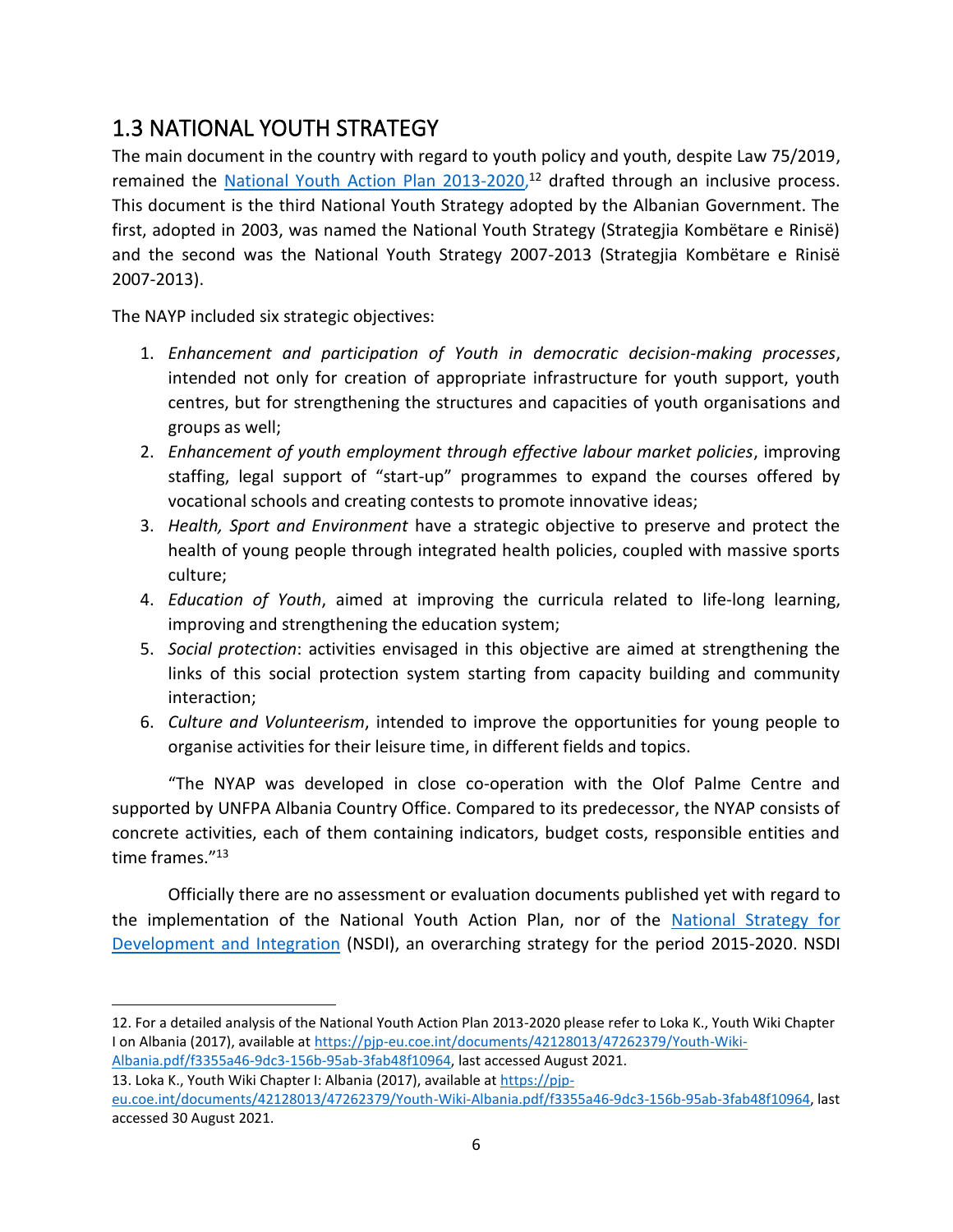## 1.3 NATIONAL YOUTH STRATEGY

The main document in the country with regard to youth policy and youth, despite Law 75/2019, remained the [National Youth Action Plan 2013-2020](),[12] drafted through an inclusive process. This document is the third National Youth Strategy adopted by the Albanian Government. The first, adopted in 2003, was named the National Youth Strategy (Strategjia Kombëtare e Rinisë) and the second was the National Youth Strategy 2007-2013 (Strategjia Kombëtare e Rinisë 2007-2013).

The NAYP included six strategic objectives:

1. *Enhancement and participation of Youth in democratic decision-making processes*, intended not only for creation of appropriate infrastructure for youth support, youth centres, but for strengthening the structures and capacities of youth organisations and groups as well;
2. *Enhancement of youth employment through effective labour market policies*, improving staffing, legal support of "start-up" programmes to expand the courses offered by vocational schools and creating contests to promote innovative ideas;
3. *Health, Sport and Environment* have a strategic objective to preserve and protect the health of young people through integrated health policies, coupled with massive sports culture;
4. *Education of Youth*, aimed at improving the curricula related to life-long learning, improving and strengthening the education system;
5. *Social protection*: activities envisaged in this objective are aimed at strengthening the links of this social protection system starting from capacity building and community interaction;
6. *Culture and Volunteerism*, intended to improve the opportunities for young people to organise activities for their leisure time, in different fields and topics.

"The NYAP was developed in close co-operation with the Olof Palme Centre and supported by UNFPA Albania Country Office. Compared to its predecessor, the NYAP consists of concrete activities, each of them containing indicators, budget costs, responsible entities and time frames."[13]

Officially there are no assessment or evaluation documents published yet with regard to the implementation of the National Youth Action Plan, nor of the [National Strategy for Development and Integration]() (NSDI), an overarching strategy for the period 2015-2020. NSDI

---

12. For a detailed analysis of the National Youth Action Plan 2013-2020 please refer to Loka K., Youth Wiki Chapter I on Albania (2017), available at https://pjp-eu.coe.int/documents/42128013/47262379/Youth-Wiki-Albania.pdf/f3355a46-9dc3-156b-95ab-3fab48f10964, last accessed August 2021.

13. Loka K., Youth Wiki Chapter I: Albania (2017), available at https://pjp-eu.coe.int/documents/42128013/47262379/Youth-Wiki-Albania.pdf/f3355a46-9dc3-156b-95ab-3fab48f10964, last accessed 30 August 2021.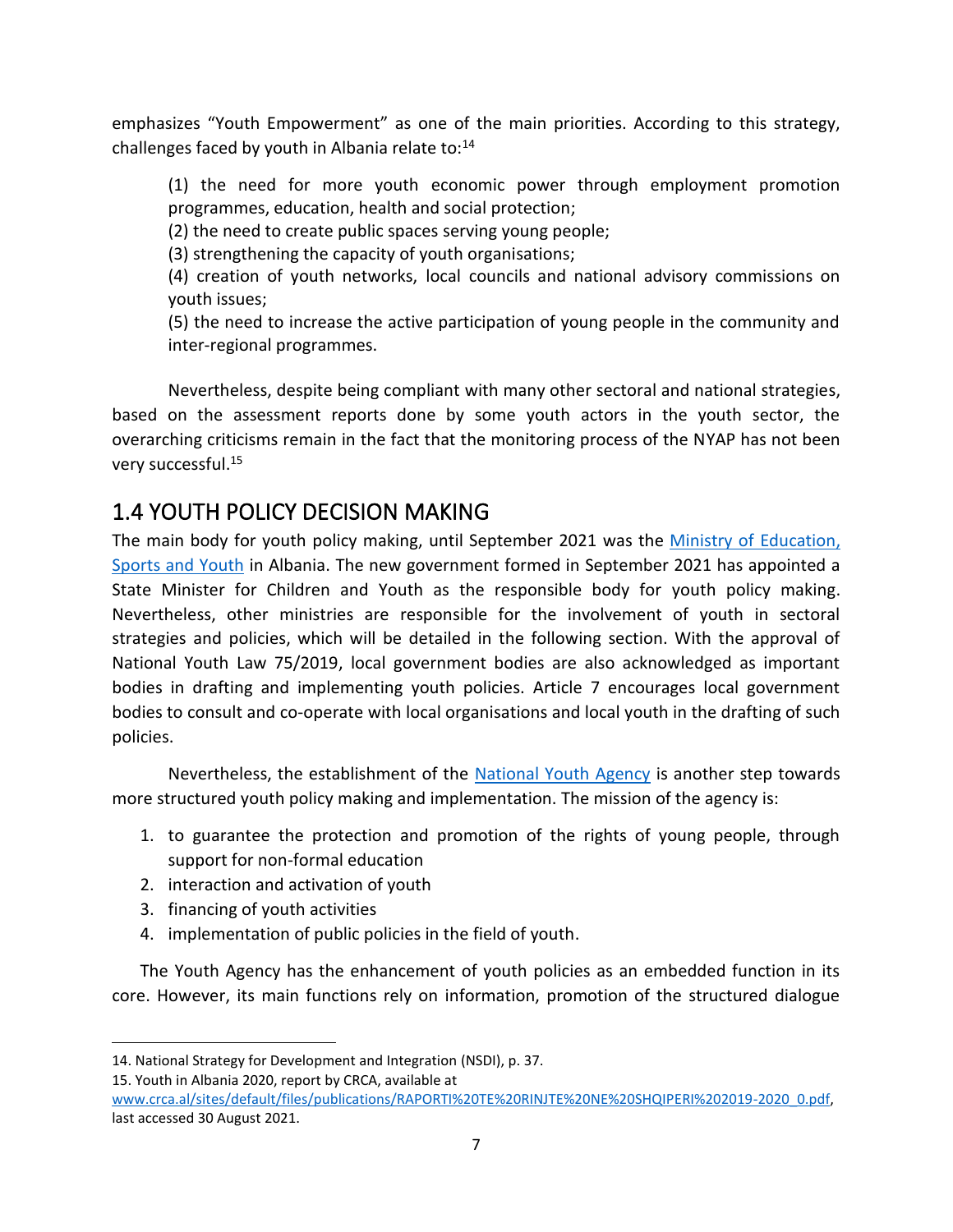emphasizes "Youth Empowerment" as one of the main priorities. According to this strategy, challenges faced by youth in Albania relate to:[14]

> (1) the need for more youth economic power through employment promotion programmes, education, health and social protection;
> (2) the need to create public spaces serving young people;
> (3) strengthening the capacity of youth organisations;
> (4) creation of youth networks, local councils and national advisory commissions on youth issues;
> (5) the need to increase the active participation of young people in the community and inter-regional programmes.

Nevertheless, despite being compliant with many other sectoral and national strategies, based on the assessment reports done by some youth actors in the youth sector, the overarching criticisms remain in the fact that the monitoring process of the NYAP has not been very successful.[15]

## 1.4 YOUTH POLICY DECISION MAKING

The main body for youth policy making, until September 2021 was the [Ministry of Education, Sports and Youth]() in Albania. The new government formed in September 2021 has appointed a State Minister for Children and Youth as the responsible body for youth policy making. Nevertheless, other ministries are responsible for the involvement of youth in sectoral strategies and policies, which will be detailed in the following section. With the approval of National Youth Law 75/2019, local government bodies are also acknowledged as important bodies in drafting and implementing youth policies. Article 7 encourages local government bodies to consult and co-operate with local organisations and local youth in the drafting of such policies.

Nevertheless, the establishment of the [National Youth Agency]() is another step towards more structured youth policy making and implementation. The mission of the agency is:

1. to guarantee the protection and promotion of the rights of young people, through support for non-formal education
2. interaction and activation of youth
3. financing of youth activities
4. implementation of public policies in the field of youth.

The Youth Agency has the enhancement of youth policies as an embedded function in its core. However, its main functions rely on information, promotion of the structured dialogue

---

14. National Strategy for Development and Integration (NSDI), p. 37.
15. Youth in Albania 2020, report by CRCA, available at [www.crca.al/sites/default/files/publications/RAPORTI%20TE%20RINJTE%20NE%20SHQIPERI%202019-2020_0.pdf](www.crca.al/sites/default/files/publications/RAPORTI%20TE%20RINJTE%20NE%20SHQIPERI%202019-2020_0.pdf), last accessed 30 August 2021.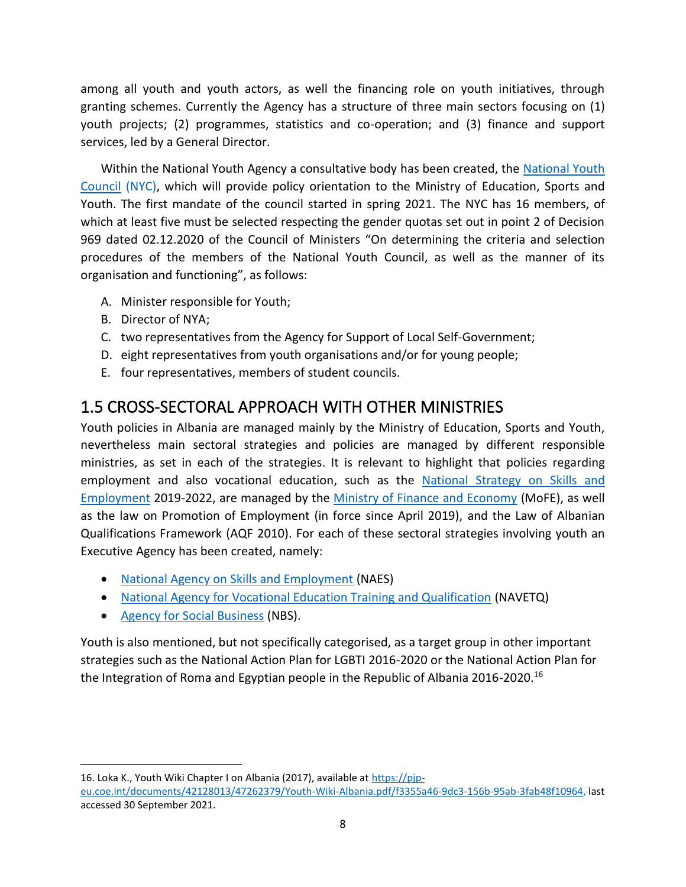among all youth and youth actors, as well the financing role on youth initiatives, through granting schemes. Currently the Agency has a structure of three main sectors focusing on (1) youth projects; (2) programmes, statistics and co-operation; and (3) finance and support services, led by a General Director.

Within the National Youth Agency a consultative body has been created, the National Youth Council (NYC), which will provide policy orientation to the Ministry of Education, Sports and Youth. The first mandate of the council started in spring 2021. The NYC has 16 members, of which at least five must be selected respecting the gender quotas set out in point 2 of Decision 969 dated 02.12.2020 of the Council of Ministers "On determining the criteria and selection procedures of the members of the National Youth Council, as well as the manner of its organisation and functioning", as follows:

A. Minister responsible for Youth;
B. Director of NYA;
C. two representatives from the Agency for Support of Local Self-Government;
D. eight representatives from youth organisations and/or for young people;
E. four representatives, members of student councils.

## 1.5 CROSS-SECTORAL APPROACH WITH OTHER MINISTRIES

Youth policies in Albania are managed mainly by the Ministry of Education, Sports and Youth, nevertheless main sectoral strategies and policies are managed by different responsible ministries, as set in each of the strategies. It is relevant to highlight that policies regarding employment and also vocational education, such as the National Strategy on Skills and Employment 2019-2022, are managed by the Ministry of Finance and Economy (MoFE), as well as the law on Promotion of Employment (in force since April 2019), and the Law of Albanian Qualifications Framework (AQF 2010). For each of these sectoral strategies involving youth an Executive Agency has been created, namely:

- National Agency on Skills and Employment (NAES)
- National Agency for Vocational Education Training and Qualification (NAVETQ)
- Agency for Social Business (NBS).

Youth is also mentioned, but not specifically categorised, as a target group in other important strategies such as the National Action Plan for LGBTI 2016-2020 or the National Action Plan for the Integration of Roma and Egyptian people in the Republic of Albania 2016-2020.[16]

---

16. Loka K., Youth Wiki Chapter I on Albania (2017), available at https://pjp-eu.coe.int/documents/42128013/47262379/Youth-Wiki-Albania.pdf/f3355a46-9dc3-156b-95ab-3fab48f10964, last accessed 30 September 2021.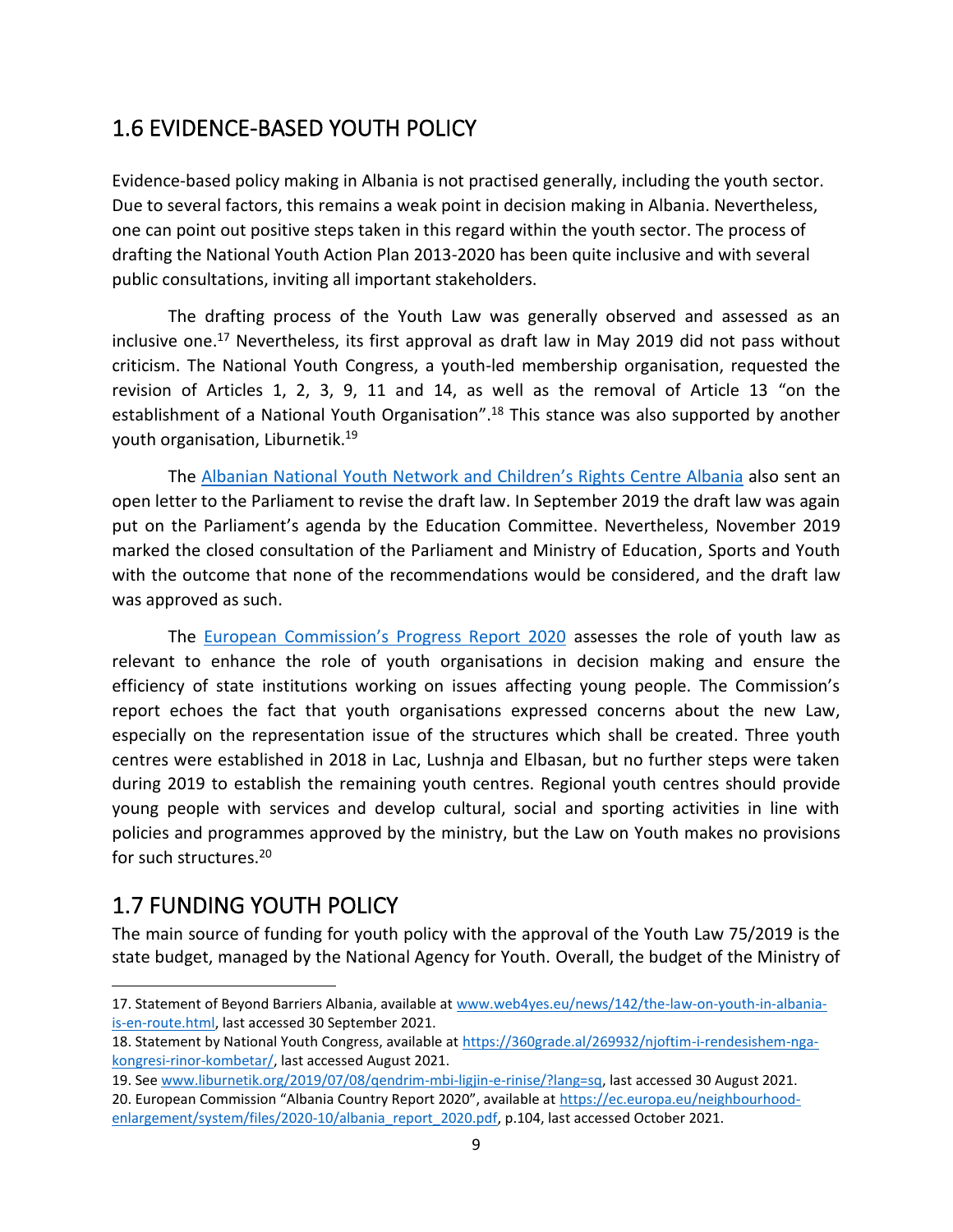## 1.6 EVIDENCE-BASED YOUTH POLICY

Evidence-based policy making in Albania is not practised generally, including the youth sector. Due to several factors, this remains a weak point in decision making in Albania. Nevertheless, one can point out positive steps taken in this regard within the youth sector. The process of drafting the National Youth Action Plan 2013-2020 has been quite inclusive and with several public consultations, inviting all important stakeholders.

The drafting process of the Youth Law was generally observed and assessed as an inclusive one.[17] Nevertheless, its first approval as draft law in May 2019 did not pass without criticism. The National Youth Congress, a youth-led membership organisation, requested the revision of Articles 1, 2, 3, 9, 11 and 14, as well as the removal of Article 13 "on the establishment of a National Youth Organisation".[18] This stance was also supported by another youth organisation, Liburnetik.[19]

The Albanian National Youth Network and Children's Rights Centre Albania also sent an open letter to the Parliament to revise the draft law. In September 2019 the draft law was again put on the Parliament's agenda by the Education Committee. Nevertheless, November 2019 marked the closed consultation of the Parliament and Ministry of Education, Sports and Youth with the outcome that none of the recommendations would be considered, and the draft law was approved as such.

The European Commission's Progress Report 2020 assesses the role of youth law as relevant to enhance the role of youth organisations in decision making and ensure the efficiency of state institutions working on issues affecting young people. The Commission's report echoes the fact that youth organisations expressed concerns about the new Law, especially on the representation issue of the structures which shall be created. Three youth centres were established in 2018 in Lac, Lushnja and Elbasan, but no further steps were taken during 2019 to establish the remaining youth centres. Regional youth centres should provide young people with services and develop cultural, social and sporting activities in line with policies and programmes approved by the ministry, but the Law on Youth makes no provisions for such structures.[20]

## 1.7 FUNDING YOUTH POLICY

The main source of funding for youth policy with the approval of the Youth Law 75/2019 is the state budget, managed by the National Agency for Youth. Overall, the budget of the Ministry of

---

17. Statement of Beyond Barriers Albania, available at www.web4yes.eu/news/142/the-law-on-youth-in-albania-is-en-route.html, last accessed 30 September 2021.

18. Statement by National Youth Congress, available at https://360grade.al/269932/njoftim-i-rendesishem-nga-kongresi-rinor-kombetar/, last accessed August 2021.

19. See www.liburnetik.org/2019/07/08/qendrim-mbi-ligjin-e-rinise/?lang=sq, last accessed 30 August 2021.

20. European Commission "Albania Country Report 2020", available at https://ec.europa.eu/neighbourhood-enlargement/system/files/2020-10/albania_report_2020.pdf, p.104, last accessed October 2021.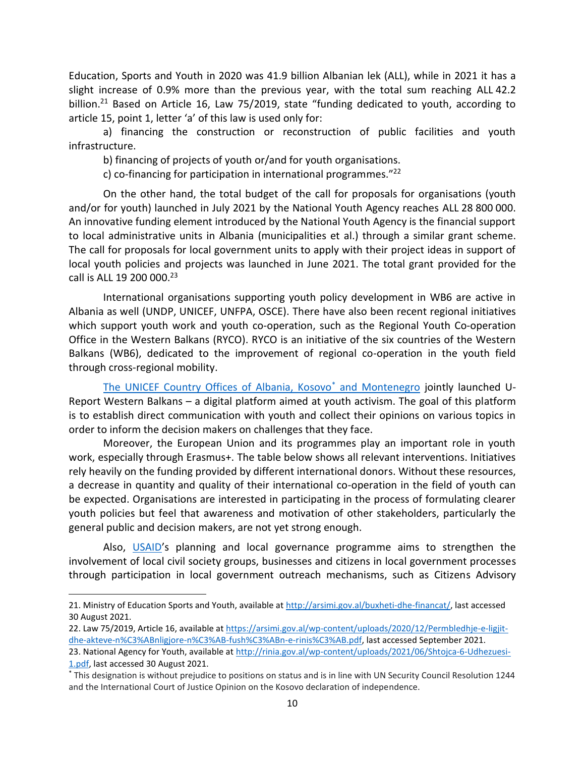Education, Sports and Youth in 2020 was 41.9 billion Albanian lek (ALL), while in 2021 it has a slight increase of 0.9% more than the previous year, with the total sum reaching ALL 42.2 billion.[21] Based on Article 16, Law 75/2019, state "funding dedicated to youth, according to article 15, point 1, letter 'a' of this law is used only for:

a) financing the construction or reconstruction of public facilities and youth infrastructure.

b) financing of projects of youth or/and for youth organisations.

c) co-financing for participation in international programmes."[22]

On the other hand, the total budget of the call for proposals for organisations (youth and/or for youth) launched in July 2021 by the National Youth Agency reaches ALL 28 800 000. An innovative funding element introduced by the National Youth Agency is the financial support to local administrative units in Albania (municipalities et al.) through a similar grant scheme. The call for proposals for local government units to apply with their project ideas in support of local youth policies and projects was launched in June 2021. The total grant provided for the call is ALL 19 200 000.[23]

International organisations supporting youth policy development in WB6 are active in Albania as well (UNDP, UNICEF, UNFPA, OSCE). There have also been recent regional initiatives which support youth work and youth co-operation, such as the Regional Youth Co-operation Office in the Western Balkans (RYCO). RYCO is an initiative of the six countries of the Western Balkans (WB6), dedicated to the improvement of regional co-operation in the youth field through cross-regional mobility.

The UNICEF Country Offices of Albania, Kosovo* and Montenegro jointly launched U-Report Western Balkans – a digital platform aimed at youth activism. The goal of this platform is to establish direct communication with youth and collect their opinions on various topics in order to inform the decision makers on challenges that they face.

Moreover, the European Union and its programmes play an important role in youth work, especially through Erasmus+. The table below shows all relevant interventions. Initiatives rely heavily on the funding provided by different international donors. Without these resources, a decrease in quantity and quality of their international co-operation in the field of youth can be expected. Organisations are interested in participating in the process of formulating clearer youth policies but feel that awareness and motivation of other stakeholders, particularly the general public and decision makers, are not yet strong enough.

Also, USAID's planning and local governance programme aims to strengthen the involvement of local civil society groups, businesses and citizens in local government processes through participation in local government outreach mechanisms, such as Citizens Advisory

---

21. Ministry of Education Sports and Youth, available at http://arsimi.gov.al/buxheti-dhe-financat/, last accessed 30 August 2021.

22. Law 75/2019, Article 16, available at https://arsimi.gov.al/wp-content/uploads/2020/12/Permbledhje-e-ligjit-dhe-akteve-n%C3%ABnligjore-n%C3%AB-fush%C3%ABn-e-rinis%C3%AB.pdf, last accessed September 2021.

23. National Agency for Youth, available at http://rinia.gov.al/wp-content/uploads/2021/06/Shtojca-6-Udhezuesi-1.pdf, last accessed 30 August 2021.

* This designation is without prejudice to positions on status and is in line with UN Security Council Resolution 1244 and the International Court of Justice Opinion on the Kosovo declaration of independence.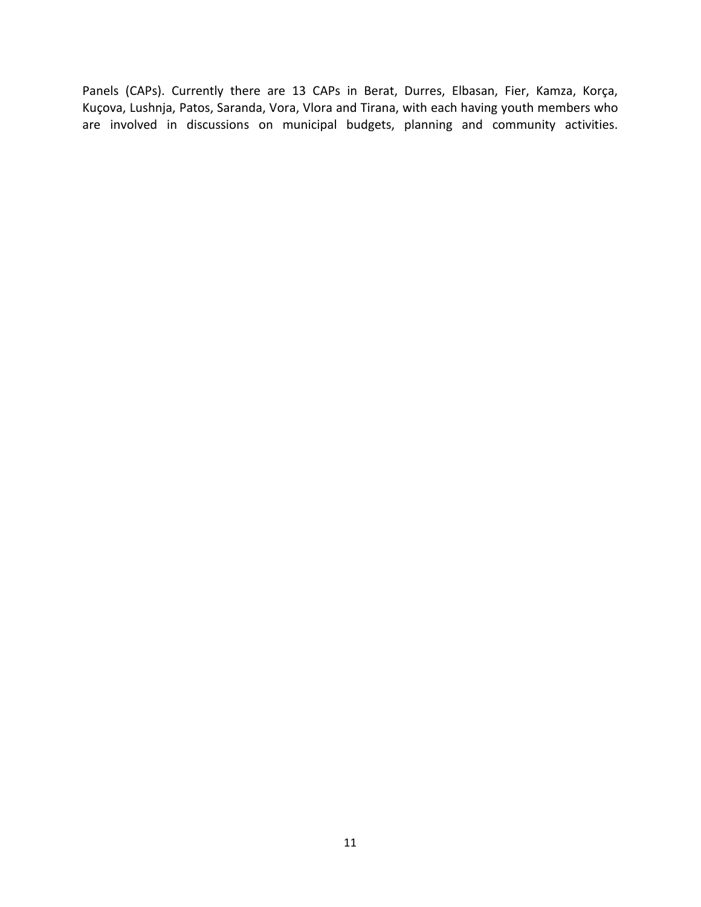Panels (CAPs). Currently there are 13 CAPs in Berat, Durres, Elbasan, Fier, Kamza, Korça, Kuçova, Lushnja, Patos, Saranda, Vora, Vlora and Tirana, with each having youth members who are involved in discussions on municipal budgets, planning and community activities.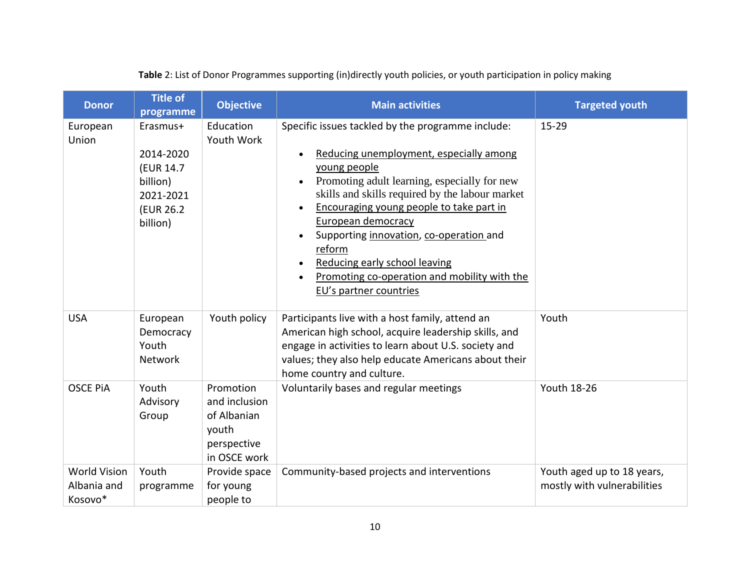**Table** 2: List of Donor Programmes supporting (in)directly youth policies, or youth participation in policy making

| Donor | Title of programme | Objective | Main activities | Targeted youth |
|---|---|---|---|---|
| European Union | Erasmus+<br><br>2014-2020 (EUR 14.7 billion)<br>2021-2021 (EUR 26.2 billion) | Education<br>Youth Work | Specific issues tackled by the programme include:<br><br>• Reducing unemployment, especially among young people<br>• Promoting adult learning, especially for new skills and skills required by the labour market<br>• Encouraging young people to take part in European democracy<br>• Supporting innovation, co-operation and reform<br>• Reducing early school leaving<br>• Promoting co-operation and mobility with the EU's partner countries | 15-29 |
| USA | European Democracy Youth Network | Youth policy | Participants live with a host family, attend an American high school, acquire leadership skills, and engage in activities to learn about U.S. society and values; they also help educate Americans about their home country and culture. | Youth |
| OSCE PiA | Youth Advisory Group | Promotion and inclusion of Albanian youth perspective in OSCE work | Voluntarily bases and regular meetings | Youth 18-26 |
| World Vision Albania and Kosovo* | Youth programme | Provide space for young people to | Community-based projects and interventions | Youth aged up to 18 years, mostly with vulnerabilities |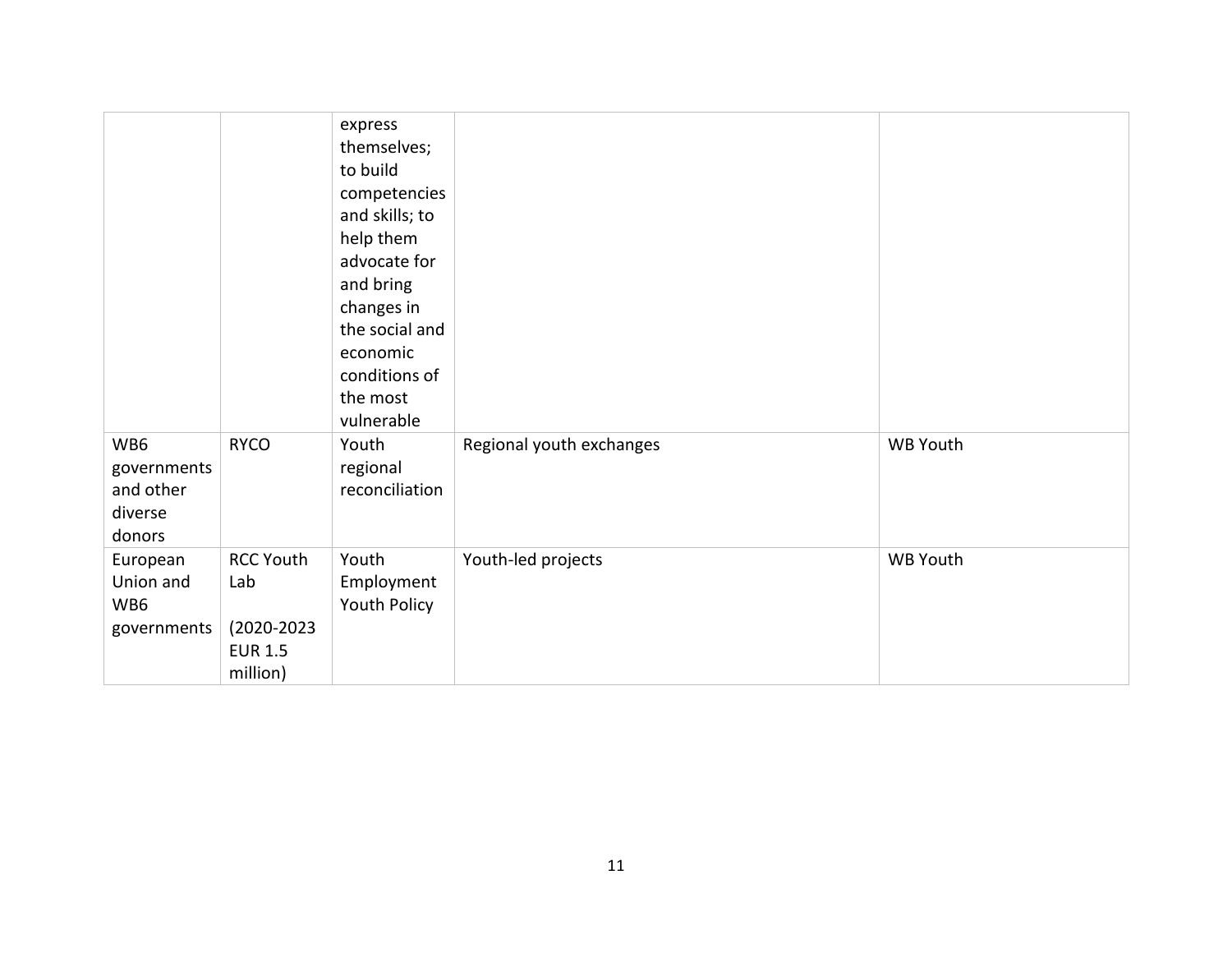| | | | | |
|---|---|---|---|---|
| | | express themselves; to build competencies and skills; to help them advocate for and bring changes in the social and economic conditions of the most vulnerable | | |
| WB6 governments and other diverse donors | RYCO | Youth regional reconciliation | Regional youth exchanges | WB Youth |
| European Union and WB6 governments | RCC Youth Lab<br><br>(2020-2023 EUR 1.5 million) | Youth Employment Youth Policy | Youth-led projects | WB Youth |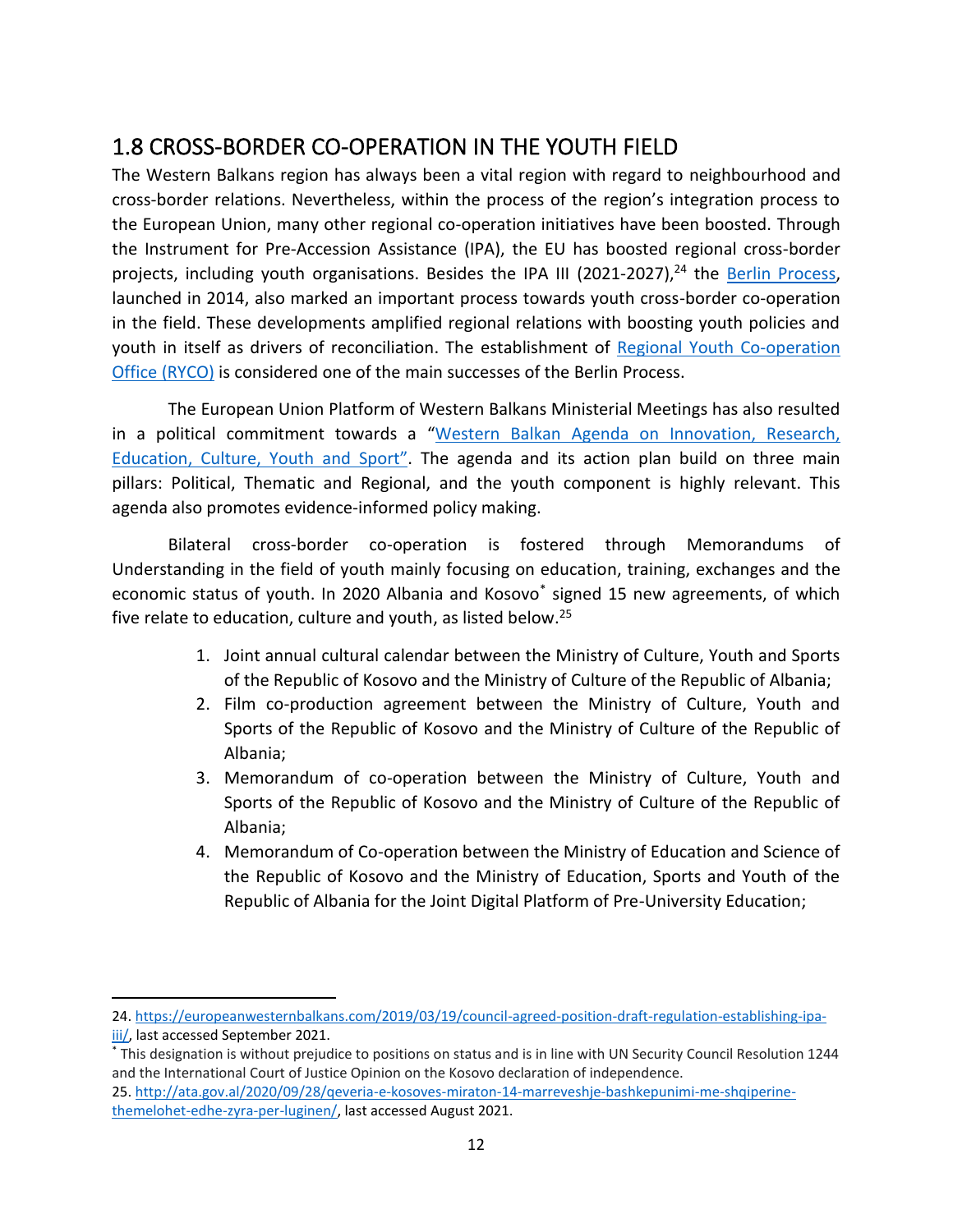## 1.8 CROSS-BORDER CO-OPERATION IN THE YOUTH FIELD

The Western Balkans region has always been a vital region with regard to neighbourhood and cross-border relations. Nevertheless, within the process of the region's integration process to the European Union, many other regional co-operation initiatives have been boosted. Through the Instrument for Pre-Accession Assistance (IPA), the EU has boosted regional cross-border projects, including youth organisations. Besides the IPA III (2021-2027),[24] the Berlin Process, launched in 2014, also marked an important process towards youth cross-border co-operation in the field. These developments amplified regional relations with boosting youth policies and youth in itself as drivers of reconciliation. The establishment of Regional Youth Co-operation Office (RYCO) is considered one of the main successes of the Berlin Process.

The European Union Platform of Western Balkans Ministerial Meetings has also resulted in a political commitment towards a "Western Balkan Agenda on Innovation, Research, Education, Culture, Youth and Sport". The agenda and its action plan build on three main pillars: Political, Thematic and Regional, and the youth component is highly relevant. This agenda also promotes evidence-informed policy making.

Bilateral cross-border co-operation is fostered through Memorandums of Understanding in the field of youth mainly focusing on education, training, exchanges and the economic status of youth. In 2020 Albania and Kosovo* signed 15 new agreements, of which five relate to education, culture and youth, as listed below.[25]

1. Joint annual cultural calendar between the Ministry of Culture, Youth and Sports of the Republic of Kosovo and the Ministry of Culture of the Republic of Albania;
2. Film co-production agreement between the Ministry of Culture, Youth and Sports of the Republic of Kosovo and the Ministry of Culture of the Republic of Albania;
3. Memorandum of co-operation between the Ministry of Culture, Youth and Sports of the Republic of Kosovo and the Ministry of Culture of the Republic of Albania;
4. Memorandum of Co-operation between the Ministry of Education and Science of the Republic of Kosovo and the Ministry of Education, Sports and Youth of the Republic of Albania for the Joint Digital Platform of Pre-University Education;

---

24. https://europeanwesternbalkans.com/2019/03/19/council-agreed-position-draft-regulation-establishing-ipa-iii/, last accessed September 2021.

* This designation is without prejudice to positions on status and is in line with UN Security Council Resolution 1244 and the International Court of Justice Opinion on the Kosovo declaration of independence.

25. http://ata.gov.al/2020/09/28/qeveria-e-kosoves-miraton-14-marreveshje-bashkepunimi-me-shqiperine-themelohet-edhe-zyra-per-luginen/, last accessed August 2021.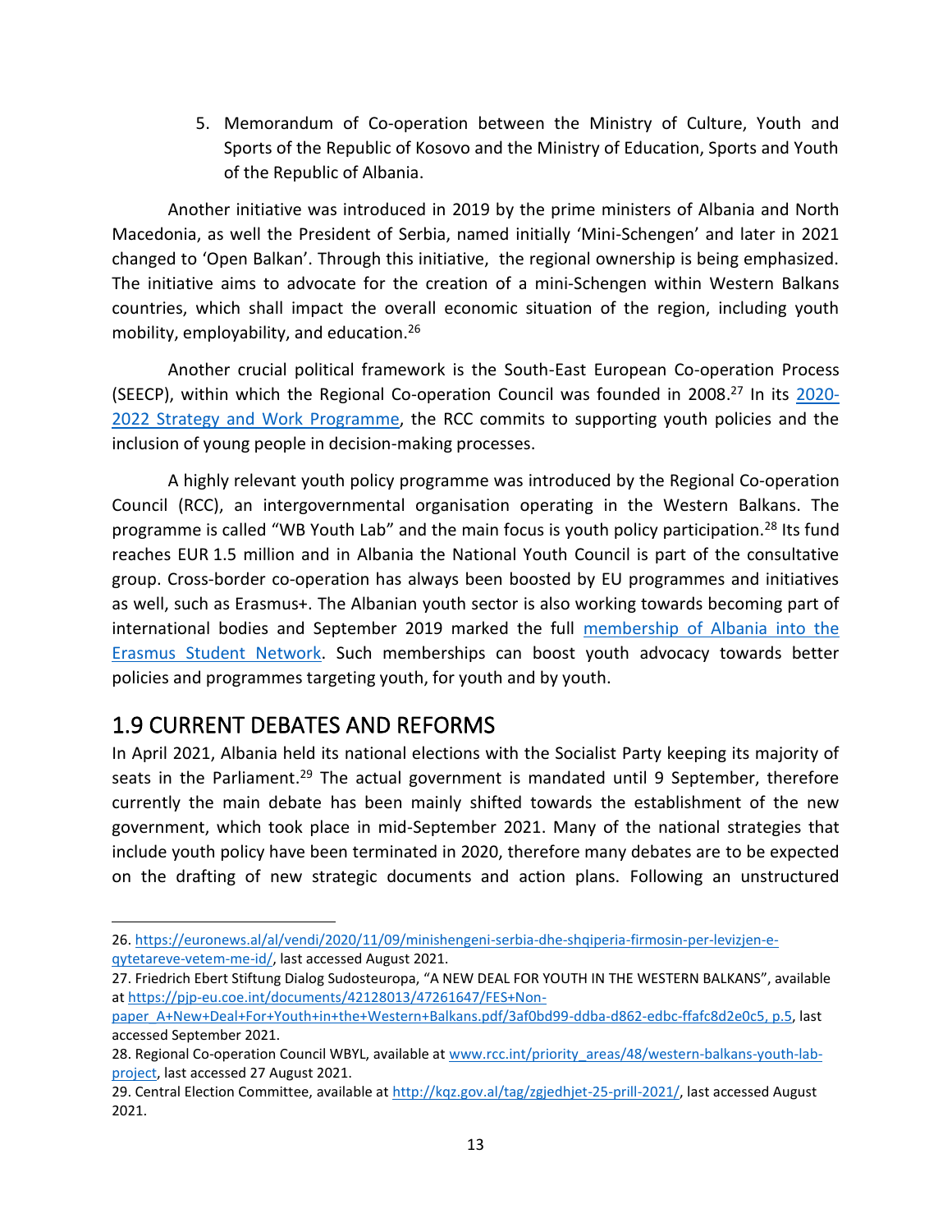5. Memorandum of Co-operation between the Ministry of Culture, Youth and Sports of the Republic of Kosovo and the Ministry of Education, Sports and Youth of the Republic of Albania.

Another initiative was introduced in 2019 by the prime ministers of Albania and North Macedonia, as well the President of Serbia, named initially 'Mini-Schengen' and later in 2021 changed to 'Open Balkan'. Through this initiative, the regional ownership is being emphasized. The initiative aims to advocate for the creation of a mini-Schengen within Western Balkans countries, which shall impact the overall economic situation of the region, including youth mobility, employability, and education.[26]

Another crucial political framework is the South-East European Co-operation Process (SEECP), within which the Regional Co-operation Council was founded in 2008.[27] In its [2020-2022 Strategy and Work Programme](), the RCC commits to supporting youth policies and the inclusion of young people in decision-making processes.

A highly relevant youth policy programme was introduced by the Regional Co-operation Council (RCC), an intergovernmental organisation operating in the Western Balkans. The programme is called "WB Youth Lab" and the main focus is youth policy participation.[28] Its fund reaches EUR 1.5 million and in Albania the National Youth Council is part of the consultative group. Cross-border co-operation has always been boosted by EU programmes and initiatives as well, such as Erasmus+. The Albanian youth sector is also working towards becoming part of international bodies and September 2019 marked the full [membership of Albania into the Erasmus Student Network](). Such memberships can boost youth advocacy towards better policies and programmes targeting youth, for youth and by youth.

## 1.9 CURRENT DEBATES AND REFORMS

In April 2021, Albania held its national elections with the Socialist Party keeping its majority of seats in the Parliament.[29] The actual government is mandated until 9 September, therefore currently the main debate has been mainly shifted towards the establishment of the new government, which took place in mid-September 2021. Many of the national strategies that include youth policy have been terminated in 2020, therefore many debates are to be expected on the drafting of new strategic documents and action plans. Following an unstructured

---

26. https://euronews.al/al/vendi/2020/11/09/minishengeni-serbia-dhe-shqiperia-firmosin-per-levizjen-e-qytetareve-vetem-me-id/, last accessed August 2021.

27. Friedrich Ebert Stiftung Dialog Sudosteuropa, "A NEW DEAL FOR YOUTH IN THE WESTERN BALKANS", available at https://pjp-eu.coe.int/documents/42128013/47261647/FES+Non-paper_A+New+Deal+For+Youth+in+the+Western+Balkans.pdf/3af0bd99-ddba-d862-edbc-ffafc8d2e0c5, p.5, last accessed September 2021.

28. Regional Co-operation Council WBYL, available at www.rcc.int/priority_areas/48/western-balkans-youth-lab-project, last accessed 27 August 2021.

29. Central Election Committee, available at http://kqz.gov.al/tag/zgjedhjet-25-prill-2021/, last accessed August 2021.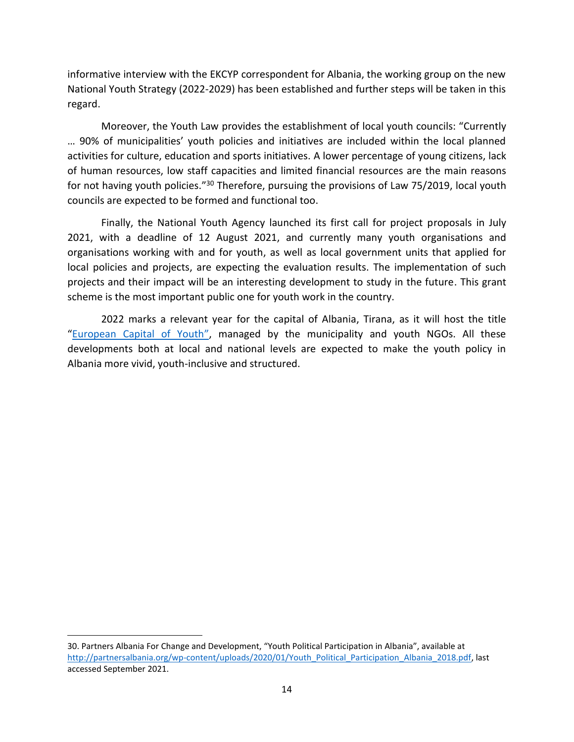informative interview with the EKCYP correspondent for Albania, the working group on the new National Youth Strategy (2022-2029) has been established and further steps will be taken in this regard.

Moreover, the Youth Law provides the establishment of local youth councils: "Currently … 90% of municipalities' youth policies and initiatives are included within the local planned activities for culture, education and sports initiatives. A lower percentage of young citizens, lack of human resources, low staff capacities and limited financial resources are the main reasons for not having youth policies."[30] Therefore, pursuing the provisions of Law 75/2019, local youth councils are expected to be formed and functional too.

Finally, the National Youth Agency launched its first call for project proposals in July 2021, with a deadline of 12 August 2021, and currently many youth organisations and organisations working with and for youth, as well as local government units that applied for local policies and projects, are expecting the evaluation results. The implementation of such projects and their impact will be an interesting development to study in the future. This grant scheme is the most important public one for youth work in the country.

2022 marks a relevant year for the capital of Albania, Tirana, as it will host the title "European Capital of Youth", managed by the municipality and youth NGOs. All these developments both at local and national levels are expected to make the youth policy in Albania more vivid, youth-inclusive and structured.

---

30. Partners Albania For Change and Development, "Youth Political Participation in Albania", available at http://partnersalbania.org/wp-content/uploads/2020/01/Youth_Political_Participation_Albania_2018.pdf, last accessed September 2021.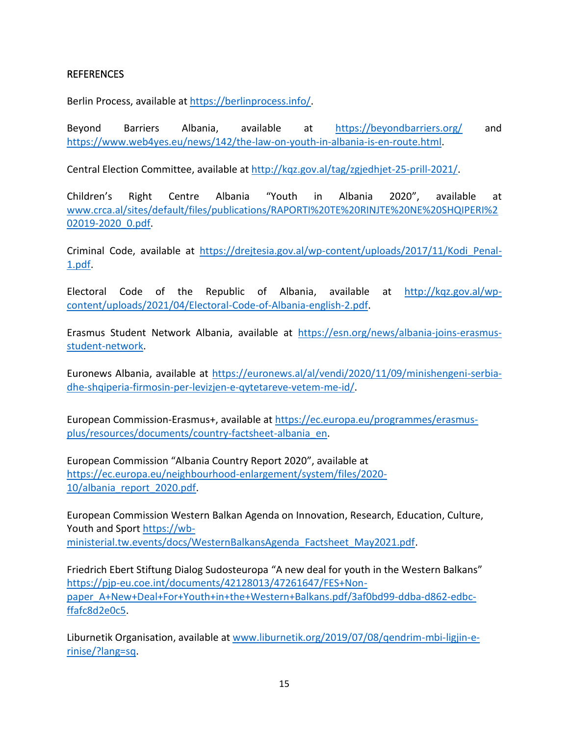## REFERENCES

Berlin Process, available at https://berlinprocess.info/.

Beyond Barriers Albania, available at https://beyondbarriers.org/ and https://www.web4yes.eu/news/142/the-law-on-youth-in-albania-is-en-route.html.

Central Election Committee, available at http://kqz.gov.al/tag/zgjedhjet-25-prill-2021/.

Children's Right Centre Albania "Youth in Albania 2020", available at www.crca.al/sites/default/files/publications/RAPORTI%20TE%20RINJTE%20NE%20SHQIPERI%202019-2020_0.pdf.

Criminal Code, available at https://drejtesia.gov.al/wp-content/uploads/2017/11/Kodi_Penal-1.pdf.

Electoral Code of the Republic of Albania, available at http://kqz.gov.al/wp-content/uploads/2021/04/Electoral-Code-of-Albania-english-2.pdf.

Erasmus Student Network Albania, available at https://esn.org/news/albania-joins-erasmus-student-network.

Euronews Albania, available at https://euronews.al/al/vendi/2020/11/09/minishengeni-serbia-dhe-shqiperia-firmosin-per-levizjen-e-qytetareve-vetem-me-id/.

European Commission-Erasmus+, available at https://ec.europa.eu/programmes/erasmus-plus/resources/documents/country-factsheet-albania_en.

European Commission "Albania Country Report 2020", available at https://ec.europa.eu/neighbourhood-enlargement/system/files/2020-10/albania_report_2020.pdf.

European Commission Western Balkan Agenda on Innovation, Research, Education, Culture, Youth and Sport https://wb-ministerial.tw.events/docs/WesternBalkansAgenda_Factsheet_May2021.pdf.

Friedrich Ebert Stiftung Dialog Sudosteuropa "A new deal for youth in the Western Balkans" https://pjp-eu.coe.int/documents/42128013/47261647/FES+Non-paper_A+New+Deal+For+Youth+in+the+Western+Balkans.pdf/3af0bd99-ddba-d862-edbc-ffafc8d2e0c5.

Liburnetik Organisation, available at www.liburnetik.org/2019/07/08/qendrim-mbi-ligjin-e-rinise/?lang=sq.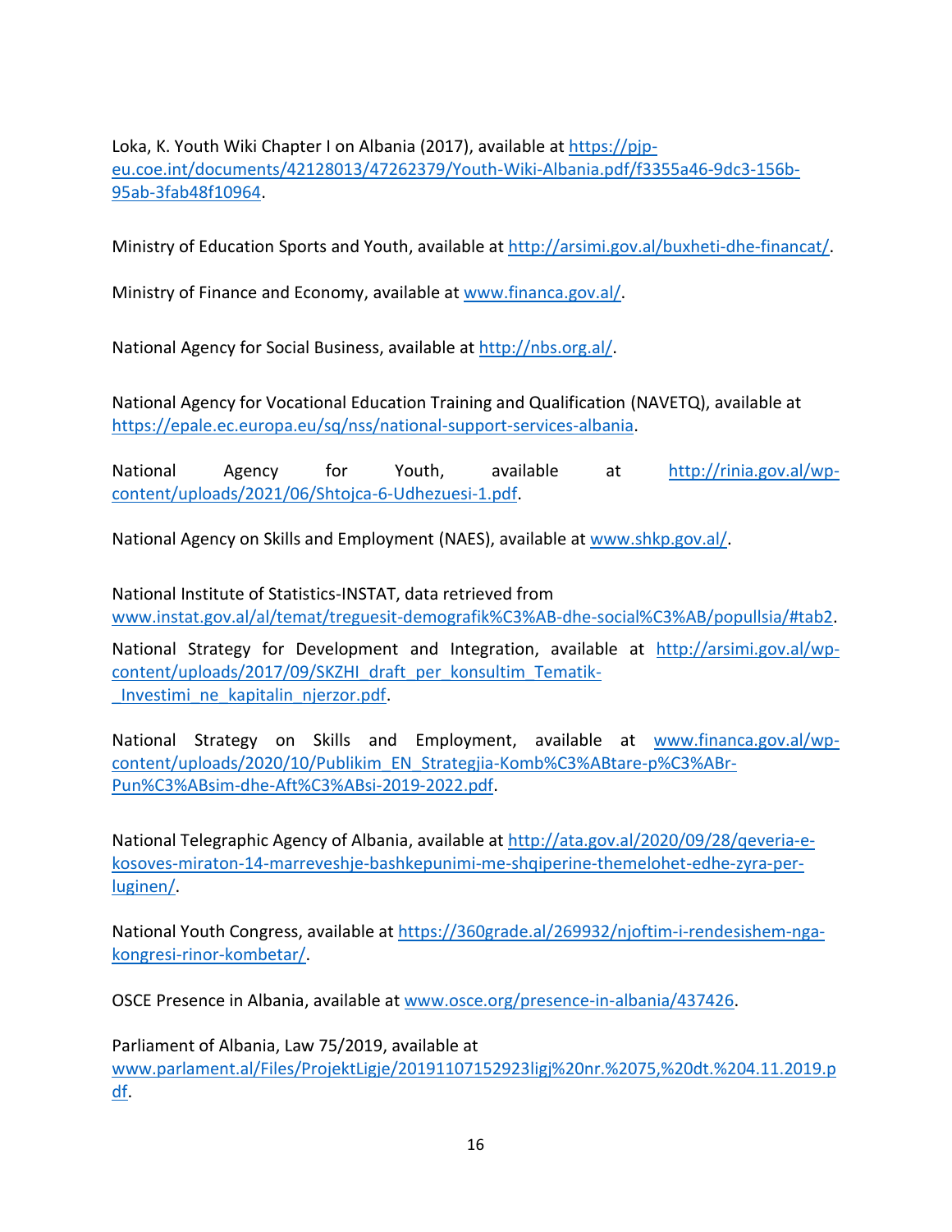Loka, K. Youth Wiki Chapter I on Albania (2017), available at https://pjp-eu.coe.int/documents/42128013/47262379/Youth-Wiki-Albania.pdf/f3355a46-9dc3-156b-95ab-3fab48f10964.

Ministry of Education Sports and Youth, available at http://arsimi.gov.al/buxheti-dhe-financat/.

Ministry of Finance and Economy, available at www.financa.gov.al/.

National Agency for Social Business, available at http://nbs.org.al/.

National Agency for Vocational Education Training and Qualification (NAVETQ), available at https://epale.ec.europa.eu/sq/nss/national-support-services-albania.

National Agency for Youth, available at http://rinia.gov.al/wp-content/uploads/2021/06/Shtojca-6-Udhezuesi-1.pdf.

National Agency on Skills and Employment (NAES), available at www.shkp.gov.al/.

National Institute of Statistics-INSTAT, data retrieved from www.instat.gov.al/al/temat/treguesit-demografik%C3%AB-dhe-social%C3%AB/popullsia/#tab2.

National Strategy for Development and Integration, available at http://arsimi.gov.al/wp-content/uploads/2017/09/SKZHI_draft_per_konsultim_Tematik-_Investimi_ne_kapitalin_njerzor.pdf.

National Strategy on Skills and Employment, available at www.financa.gov.al/wp-content/uploads/2020/10/Publikim_EN_Strategjia-Komb%C3%ABtare-p%C3%ABr-Pun%C3%ABsim-dhe-Aft%C3%ABsi-2019-2022.pdf.

National Telegraphic Agency of Albania, available at http://ata.gov.al/2020/09/28/qeveria-e-kosoves-miraton-14-marreveshje-bashkepunimi-me-shqiperine-themelohet-edhe-zyra-per-luginen/.

National Youth Congress, available at https://360grade.al/269932/njoftim-i-rendesishem-nga-kongresi-rinor-kombetar/.

OSCE Presence in Albania, available at www.osce.org/presence-in-albania/437426.

Parliament of Albania, Law 75/2019, available at www.parlament.al/Files/ProjektLigje/20191107152923ligj%20nr.%2075,%20dt.%204.11.2019.pdf.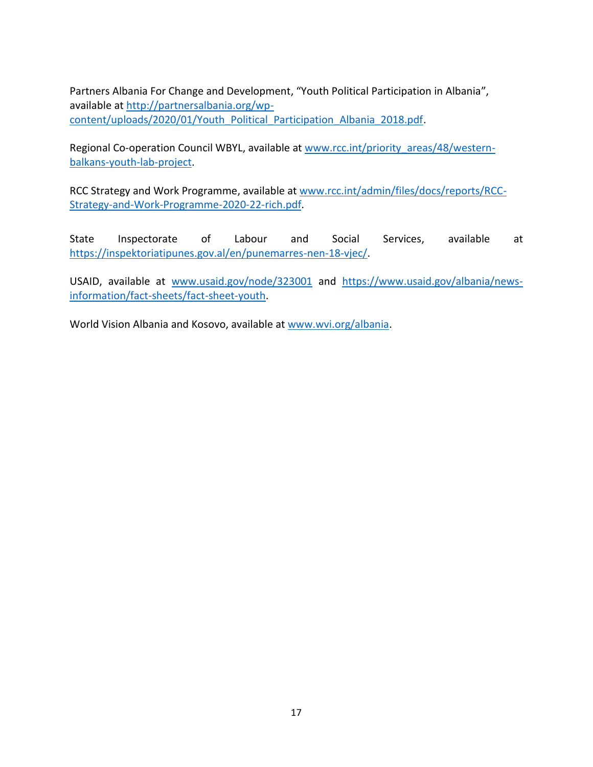Partners Albania For Change and Development, "Youth Political Participation in Albania", available at http://partnersalbania.org/wp-content/uploads/2020/01/Youth_Political_Participation_Albania_2018.pdf.

Regional Co-operation Council WBYL, available at www.rcc.int/priority_areas/48/western-balkans-youth-lab-project.

RCC Strategy and Work Programme, available at www.rcc.int/admin/files/docs/reports/RCC-Strategy-and-Work-Programme-2020-22-rich.pdf.

State Inspectorate of Labour and Social Services, available at https://inspektoriatipunes.gov.al/en/punemarres-nen-18-vjec/.

USAID, available at www.usaid.gov/node/323001 and https://www.usaid.gov/albania/news-information/fact-sheets/fact-sheet-youth.

World Vision Albania and Kosovo, available at www.wvi.org/albania.